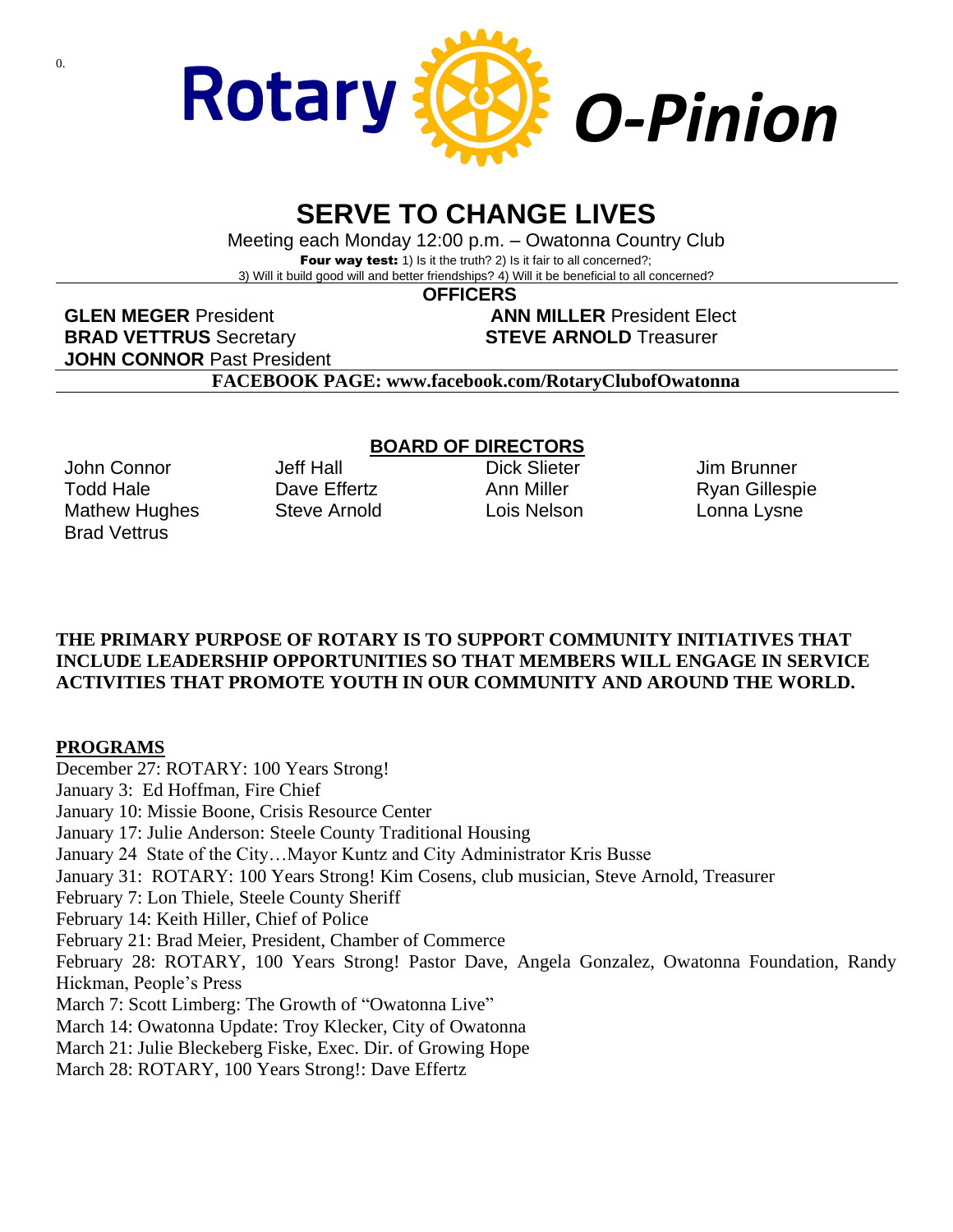# Rotary O-Pinion

## SERVE TO CHANGE LIVES

Meeting each Monday 12:00 p.m. – Owatonna Country Club

**Four way test:** 1) Is it the truth? 2) Is it fair to all concerned?; 3) Will it build good will and better friendships? 4) Will it be beneficial to all concerned?

### OFFICERS

**GLEN MEGER** President
**ANN MILLER** President Elect
**BRAD VETTRUS** Secretary
**STEVE ARNOLD** Treasurer
**JOHN CONNOR** Past President

**FACEBOOK PAGE: www.facebook.com/RotaryClubofOwatonna**

### BOARD OF DIRECTORS

John Connor
Todd Hale
Mathew Hughes
Brad Vettrus
Jeff Hall
Dave Effertz
Steve Arnold
Dick Slieter
Ann Miller
Lois Nelson
Jim Brunner
Ryan Gillespie
Lonna Lysne

**THE PRIMARY PURPOSE OF ROTARY IS TO SUPPORT COMMUNITY INITIATIVES THAT INCLUDE LEADERSHIP OPPORTUNITIES SO THAT MEMBERS WILL ENGAGE IN SERVICE ACTIVITIES THAT PROMOTE YOUTH IN OUR COMMUNITY AND AROUND THE WORLD.**

### PROGRAMS

December 27: ROTARY: 100 Years Strong!
January 3: Ed Hoffman, Fire Chief
January 10: Missie Boone, Crisis Resource Center
January 17: Julie Anderson: Steele County Traditional Housing
January 24 State of the City…Mayor Kuntz and City Administrator Kris Busse
January 31: ROTARY: 100 Years Strong! Kim Cosens, club musician, Steve Arnold, Treasurer
February 7: Lon Thiele, Steele County Sheriff
February 14: Keith Hiller, Chief of Police
February 21: Brad Meier, President, Chamber of Commerce
February 28: ROTARY, 100 Years Strong! Pastor Dave, Angela Gonzalez, Owatonna Foundation, Randy Hickman, People's Press
March 7: Scott Limberg: The Growth of "Owatonna Live"
March 14: Owatonna Update: Troy Klecker, City of Owatonna
March 21: Julie Bleckeberg Fiske, Exec. Dir. of Growing Hope
March 28: ROTARY, 100 Years Strong!: Dave Effertz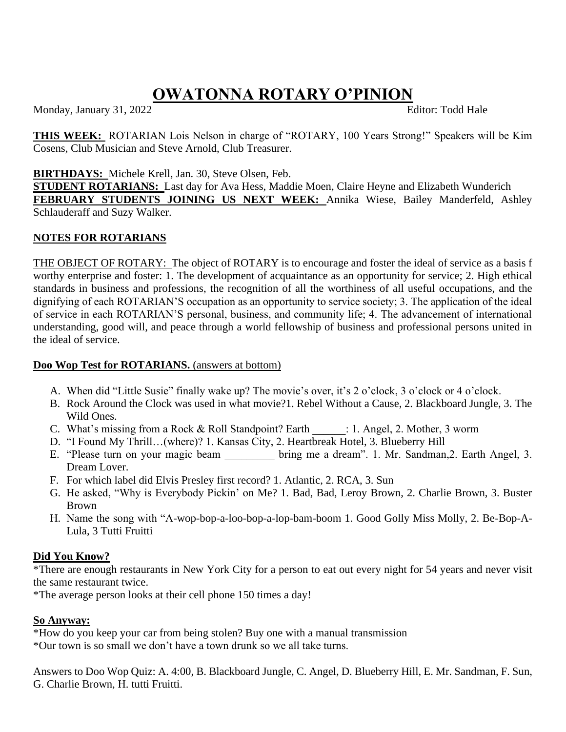# OWATONNA ROTARY O'PINION

Monday, January 31, 2022 Editor: Todd Hale

**THIS WEEK:** ROTARIAN Lois Nelson in charge of "ROTARY, 100 Years Strong!" Speakers will be Kim Cosens, Club Musician and Steve Arnold, Club Treasurer.

**BIRTHDAYS:** Michele Krell, Jan. 30, Steve Olsen, Feb.

**STUDENT ROTARIANS:** Last day for Ava Hess, Maddie Moen, Claire Heyne and Elizabeth Wunderich

**FEBRUARY STUDENTS JOINING US NEXT WEEK:** Annika Wiese, Bailey Manderfeld, Ashley Schlauderaff and Suzy Walker.

## NOTES FOR ROTARIANS

THE OBJECT OF ROTARY: The object of ROTARY is to encourage and foster the ideal of service as a basis f worthy enterprise and foster: 1. The development of acquaintance as an opportunity for service; 2. High ethical standards in business and professions, the recognition of all the worthiness of all useful occupations, and the dignifying of each ROTARIAN'S occupation as an opportunity to service society; 3. The application of the ideal of service in each ROTARIAN'S personal, business, and community life; 4. The advancement of international understanding, good will, and peace through a world fellowship of business and professional persons united in the ideal of service.

**Doo Wop Test for ROTARIANS.** (answers at bottom)

A. When did "Little Susie" finally wake up? The movie's over, it's 2 o'clock, 3 o'clock or 4 o'clock.
B. Rock Around the Clock was used in what movie?1. Rebel Without a Cause, 2. Blackboard Jungle, 3. The Wild Ones.
C. What's missing from a Rock & Roll Standpoint? Earth ______: 1. Angel, 2. Mother, 3 worm
D. "I Found My Thrill…(where)? 1. Kansas City, 2. Heartbreak Hotel, 3. Blueberry Hill
E. "Please turn on your magic beam _________ bring me a dream". 1. Mr. Sandman,2. Earth Angel, 3. Dream Lover.
F. For which label did Elvis Presley first record? 1. Atlantic, 2. RCA, 3. Sun
G. He asked, "Why is Everybody Pickin' on Me? 1. Bad, Bad, Leroy Brown, 2. Charlie Brown, 3. Buster Brown
H. Name the song with "A-wop-bop-a-loo-bop-a-lop-bam-boom 1. Good Golly Miss Molly, 2. Be-Bop-A-Lula, 3 Tutti Fruitti

**Did You Know?**

*There are enough restaurants in New York City for a person to eat out every night for 54 years and never visit the same restaurant twice.

*The average person looks at their cell phone 150 times a day!

**So Anyway:**

*How do you keep your car from being stolen? Buy one with a manual transmission

*Our town is so small we don't have a town drunk so we all take turns.

Answers to Doo Wop Quiz: A. 4:00, B. Blackboard Jungle, C. Angel, D. Blueberry Hill, E. Mr. Sandman, F. Sun, G. Charlie Brown, H. tutti Fruitti.